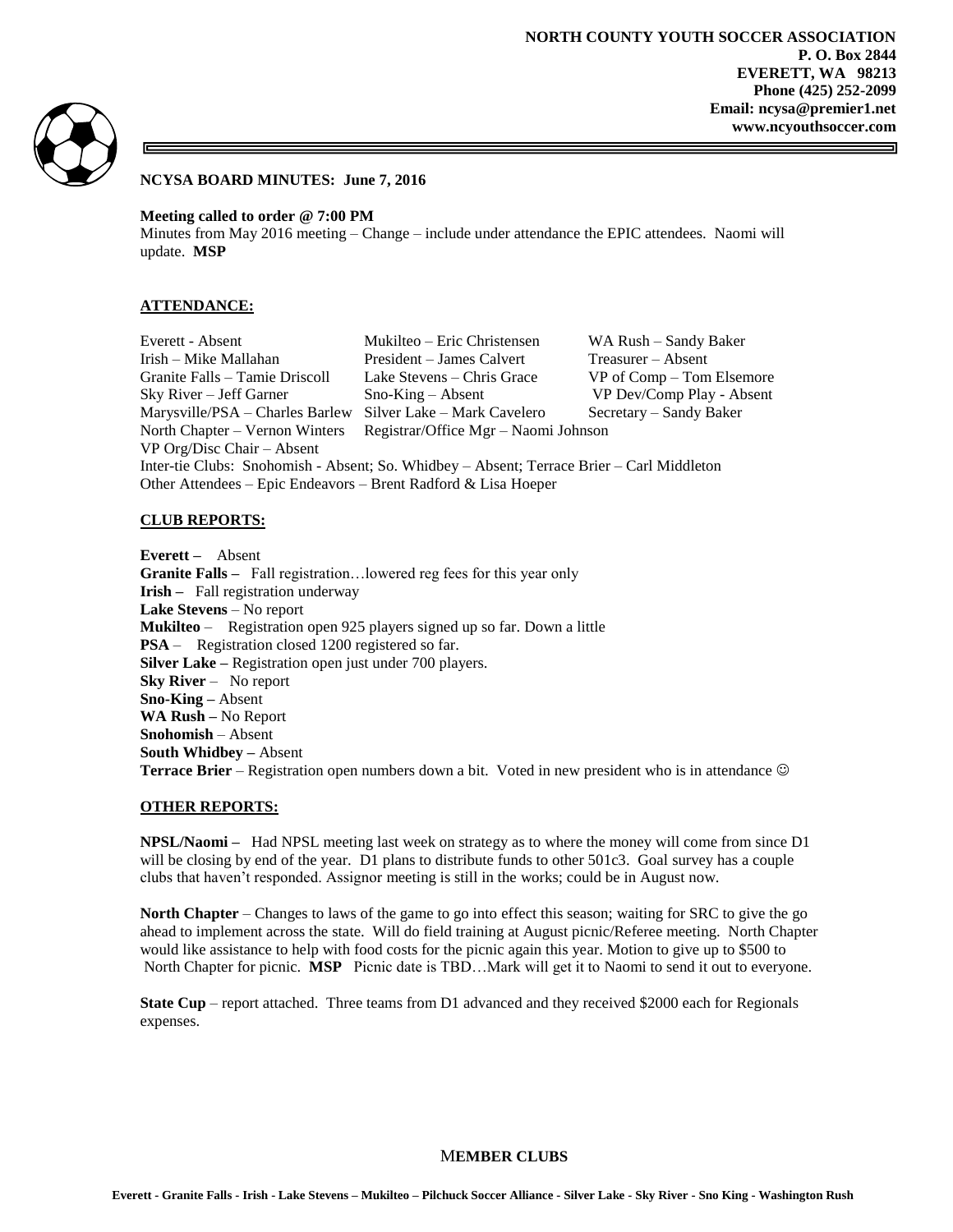**NORTH COUNTY YOUTH SOCCER ASSOCIATION**
**P. O. Box 2844**
**EVERETT, WA 98213**
**Phone (425) 252-2099**
**Email: ncysa@premier1.net**
**www.ncyouthsoccer.com**

**NCYSA BOARD MINUTES: June 7, 2016**

**Meeting called to order @ 7:00 PM**
Minutes from May 2016 meeting – Change – include under attendance the EPIC attendees. Naomi will update. **MSP**

## ATTENDANCE:

| | | |
|---|---|---|
| Everett - Absent | Mukilteo – Eric Christensen | WA Rush – Sandy Baker |
| Irish – Mike Mallahan | President – James Calvert | Treasurer – Absent |
| Granite Falls – Tamie Driscoll | Lake Stevens – Chris Grace | VP of Comp – Tom Elsemore |
| Sky River – Jeff Garner | Sno-King – Absent | VP Dev/Comp Play - Absent |
| Marysville/PSA – Charles Barlew | Silver Lake – Mark Cavelero | Secretary – Sandy Baker |
| North Chapter – Vernon Winters | Registrar/Office Mgr – Naomi Johnson | |
| VP Org/Disc Chair – Absent | | |

Inter-tie Clubs: Snohomish - Absent; So. Whidbey – Absent; Terrace Brier – Carl Middleton
Other Attendees – Epic Endeavors – Brent Radford & Lisa Hoeper

## CLUB REPORTS:

**Everett –** Absent
**Granite Falls –** Fall registration…lowered reg fees for this year only
**Irish –** Fall registration underway
**Lake Stevens** – No report
**Mukilteo** – Registration open 925 players signed up so far. Down a little
**PSA** – Registration closed 1200 registered so far.
**Silver Lake –** Registration open just under 700 players.
**Sky River** – No report
**Sno-King –** Absent
**WA Rush –** No Report
**Snohomish** – Absent
**South Whidbey –** Absent
**Terrace Brier** – Registration open numbers down a bit. Voted in new president who is in attendance ☺

## OTHER REPORTS:

**NPSL/Naomi –** Had NPSL meeting last week on strategy as to where the money will come from since D1 will be closing by end of the year. D1 plans to distribute funds to other 501c3. Goal survey has a couple clubs that haven't responded. Assignor meeting is still in the works; could be in August now.

**North Chapter** – Changes to laws of the game to go into effect this season; waiting for SRC to give the go ahead to implement across the state. Will do field training at August picnic/Referee meeting. North Chapter would like assistance to help with food costs for the picnic again this year. Motion to give up to $500 to North Chapter for picnic. **MSP** Picnic date is TBD…Mark will get it to Naomi to send it out to everyone.

**State Cup** – report attached. Three teams from D1 advanced and they received $2000 each for Regionals expenses.

**MEMBER CLUBS**

**Everett - Granite Falls - Irish - Lake Stevens – Mukilteo – Pilchuck Soccer Alliance - Silver Lake - Sky River - Sno King - Washington Rush**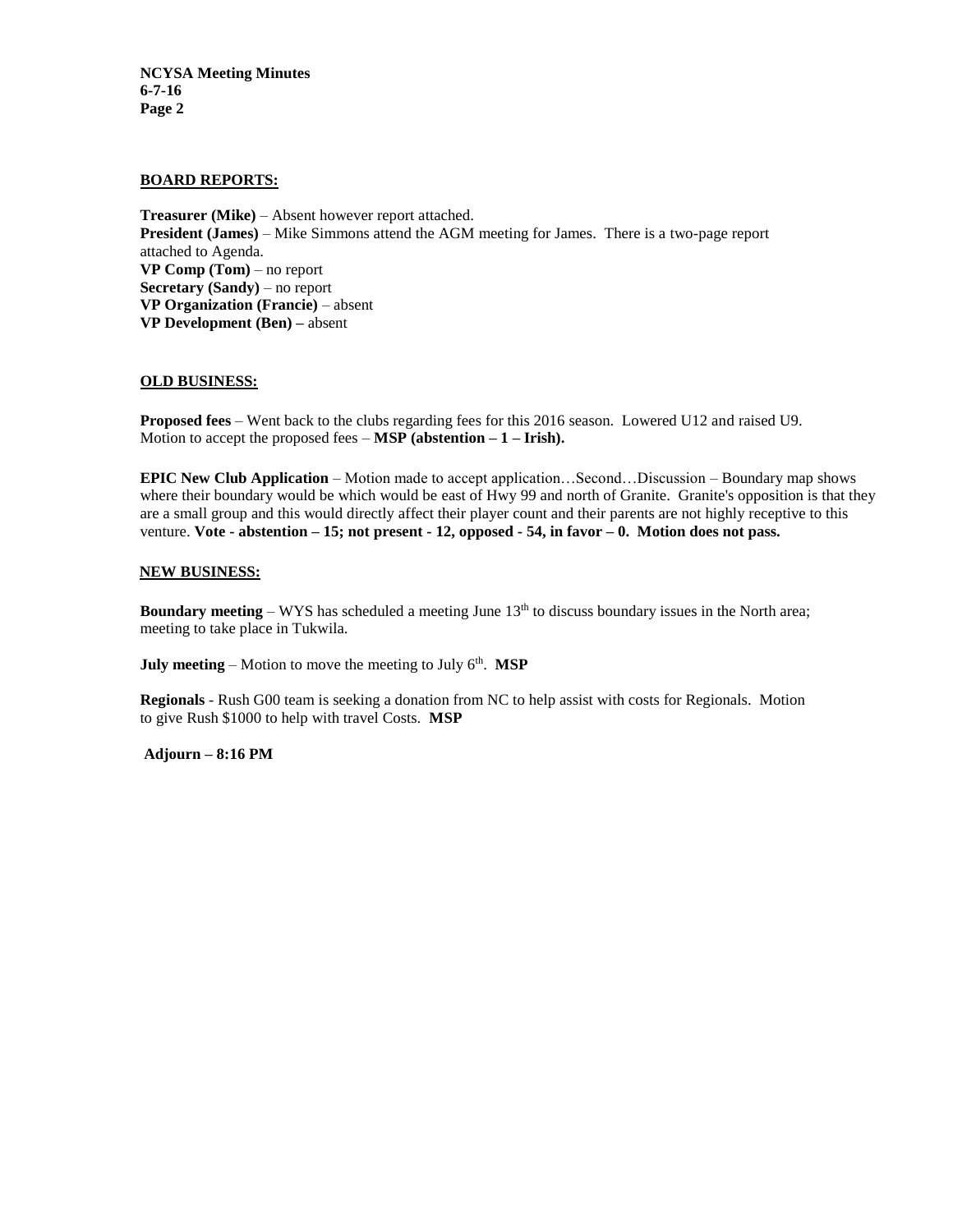**BOARD REPORTS:**

**Treasurer (Mike)** – Absent however report attached.
**President (James)** – Mike Simmons attend the AGM meeting for James. There is a two-page report attached to Agenda.
**VP Comp (Tom)** – no report
**Secretary (Sandy)** – no report
**VP Organization (Francie)** – absent
**VP Development (Ben)** – absent

**OLD BUSINESS:**

**Proposed fees** – Went back to the clubs regarding fees for this 2016 season. Lowered U12 and raised U9. Motion to accept the proposed fees – **MSP (abstention – 1 – Irish).**

**EPIC New Club Application** – Motion made to accept application…Second…Discussion – Boundary map shows where their boundary would be which would be east of Hwy 99 and north of Granite. Granite's opposition is that they are a small group and this would directly affect their player count and their parents are not highly receptive to this venture. **Vote - abstention – 15; not present - 12, opposed - 54, in favor – 0. Motion does not pass.**

**NEW BUSINESS:**

**Boundary meeting** – WYS has scheduled a meeting June 13th to discuss boundary issues in the North area; meeting to take place in Tukwila.

**July meeting** – Motion to move the meeting to July 6th. **MSP**

**Regionals** - Rush G00 team is seeking a donation from NC to help assist with costs for Regionals. Motion to give Rush $1000 to help with travel Costs. **MSP**

**Adjourn – 8:16 PM**